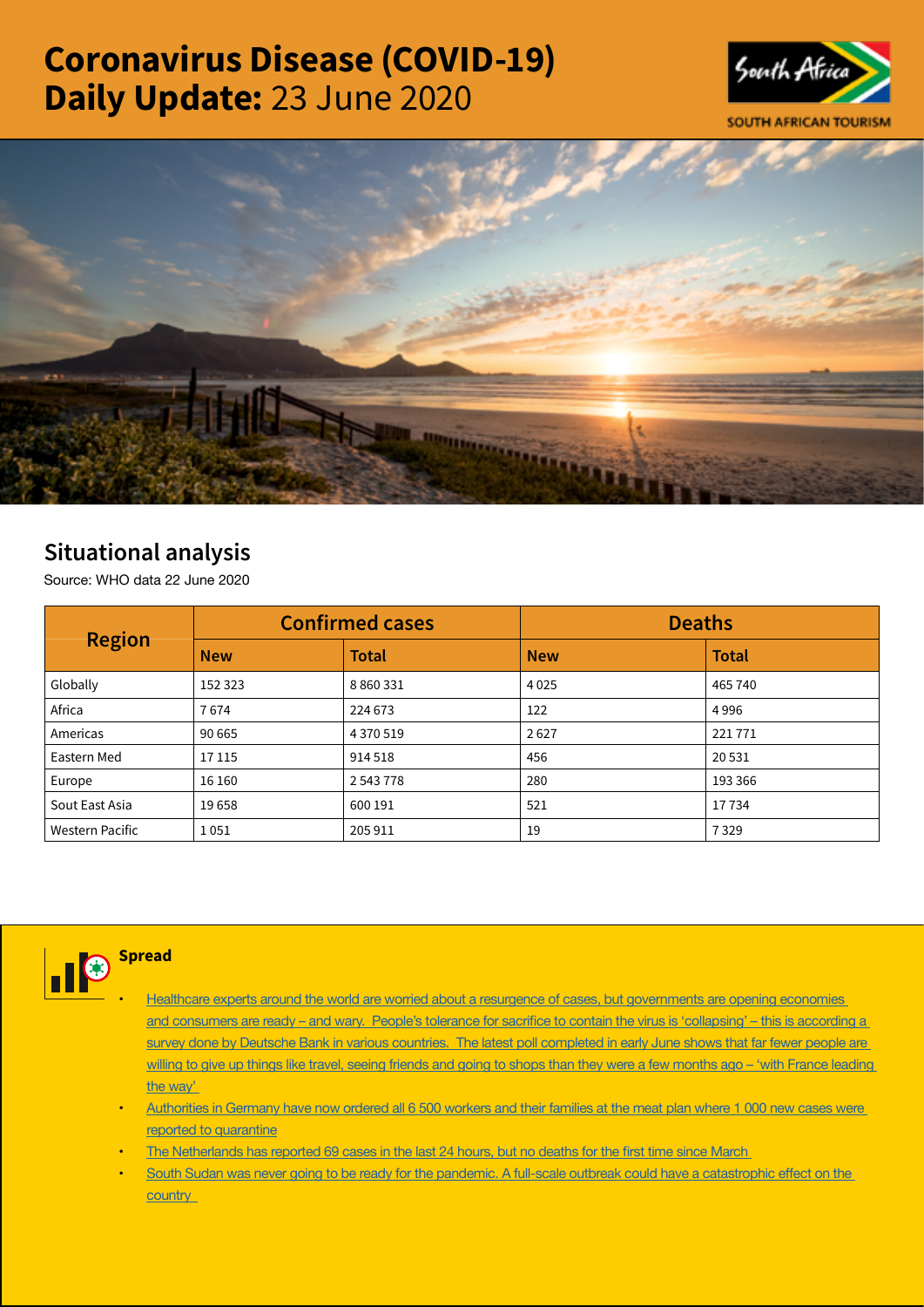# Coronavirus Disease (COVID-19) Daily Update: 23 June 2020

## Situational analysis

Source: WHO data 22 June 2020

| Region | Confirmed cases | | Deaths | |
|---|---|---|---|---|
| | New | Total | New | Total |
| Globally | 152 323 | 8 860 331 | 4 025 | 465 740 |
| Africa | 7 674 | 224 673 | 122 | 4 996 |
| Americas | 90 665 | 4 370 519 | 2 627 | 221 771 |
| Eastern Med | 17 115 | 914 518 | 456 | 20 531 |
| Europe | 16 160 | 2 543 778 | 280 | 193 366 |
| Sout East Asia | 19 658 | 600 191 | 521 | 17 734 |
| Western Pacific | 1 051 | 205 911 | 19 | 7 329 |

### Spread

- Healthcare experts around the world are worried about a resurgence of cases, but governments are opening economies and consumers are ready – and wary. People's tolerance for sacrifice to contain the virus is 'collapsing' – this is according a survey done by Deutsche Bank in various countries. The latest poll completed in early June shows that far fewer people are willing to give up things like travel, seeing friends and going to shops than they were a few months ago – 'with France leading the way'
- Authorities in Germany have now ordered all 6 500 workers and their families at the meat plan where 1 000 new cases were reported to quarantine
- The Netherlands has reported 69 cases in the last 24 hours, but no deaths for the first time since March
- South Sudan was never going to be ready for the pandemic. A full-scale outbreak could have a catastrophic effect on the country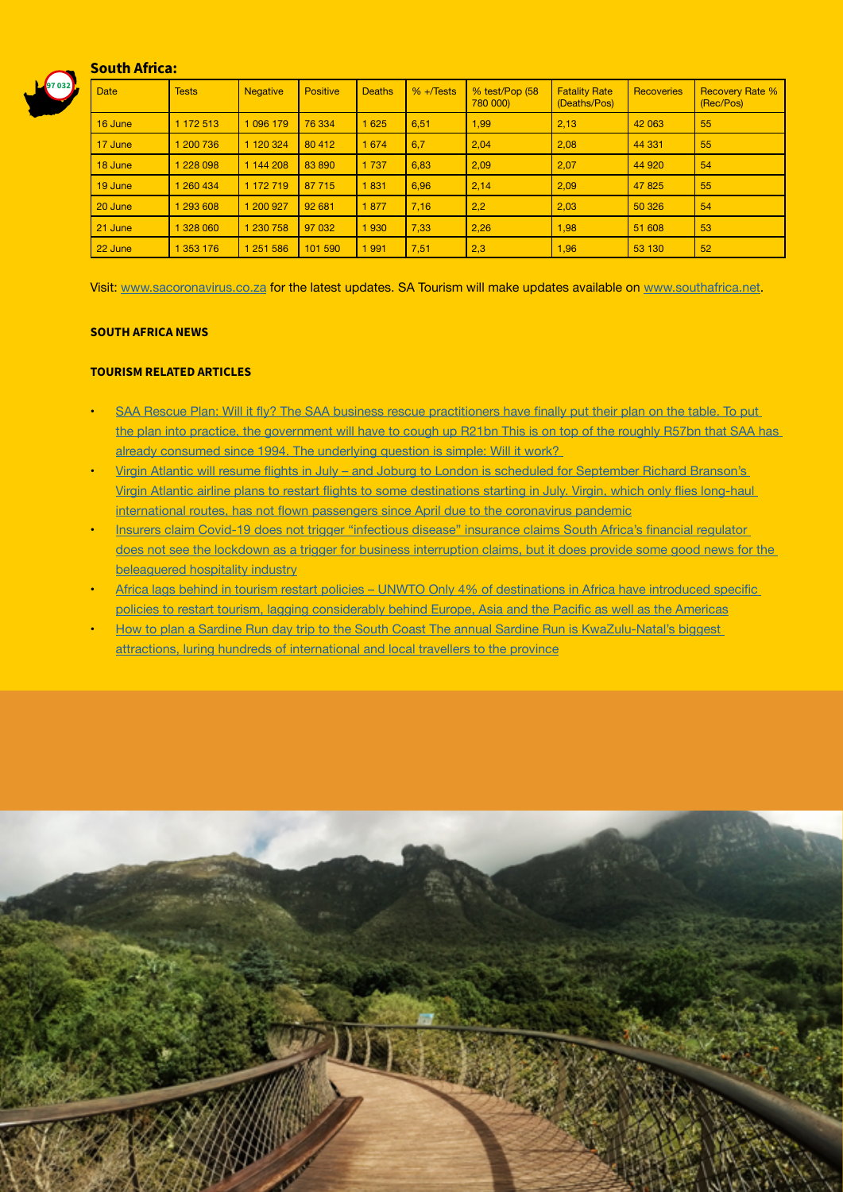## South Africa:

| Date | Tests | Negative | Positive | Deaths | % +/Tests | % test/Pop (58 780 000) | Fatality Rate (Deaths/Pos) | Recoveries | Recovery Rate % (Rec/Pos) |
|---|---|---|---|---|---|---|---|---|---|
| 16 June | 1 172 513 | 1 096 179 | 76 334 | 1 625 | 6,51 | 1,99 | 2,13 | 42 063 | 55 |
| 17 June | 1 200 736 | 1 120 324 | 80 412 | 1 674 | 6,7 | 2,04 | 2,08 | 44 331 | 55 |
| 18 June | 1 228 098 | 1 144 208 | 83 890 | 1 737 | 6,83 | 2,09 | 2,07 | 44 920 | 54 |
| 19 June | 1 260 434 | 1 172 719 | 87 715 | 1 831 | 6,96 | 2,14 | 2,09 | 47 825 | 55 |
| 20 June | 1 293 608 | 1 200 927 | 92 681 | 1 877 | 7,16 | 2,2 | 2,03 | 50 326 | 54 |
| 21 June | 1 328 060 | 1 230 758 | 97 032 | 1 930 | 7,33 | 2,26 | 1,98 | 51 608 | 53 |
| 22 June | 1 353 176 | 1 251 586 | 101 590 | 1 991 | 7,51 | 2,3 | 1,96 | 53 130 | 52 |

Visit: www.sacoronavirus.co.za for the latest updates. SA Tourism will make updates available on www.southafrica.net.

**SOUTH AFRICA NEWS**

**TOURISM RELATED ARTICLES**

- SAA Rescue Plan: Will it fly? The SAA business rescue practitioners have finally put their plan on the table. To put the plan into practice, the government will have to cough up R21bn This is on top of the roughly R57bn that SAA has already consumed since 1994. The underlying question is simple: Will it work?
- Virgin Atlantic will resume flights in July – and Joburg to London is scheduled for September Richard Branson's Virgin Atlantic airline plans to restart flights to some destinations starting in July. Virgin, which only flies long-haul international routes, has not flown passengers since April due to the coronavirus pandemic
- Insurers claim Covid-19 does not trigger "infectious disease" insurance claims South Africa's financial regulator does not see the lockdown as a trigger for business interruption claims, but it does provide some good news for the beleaguered hospitality industry
- Africa lags behind in tourism restart policies – UNWTO Only 4% of destinations in Africa have introduced specific policies to restart tourism, lagging considerably behind Europe, Asia and the Pacific as well as the Americas
- How to plan a Sardine Run day trip to the South Coast The annual Sardine Run is KwaZulu-Natal's biggest attractions, luring hundreds of international and local travellers to the province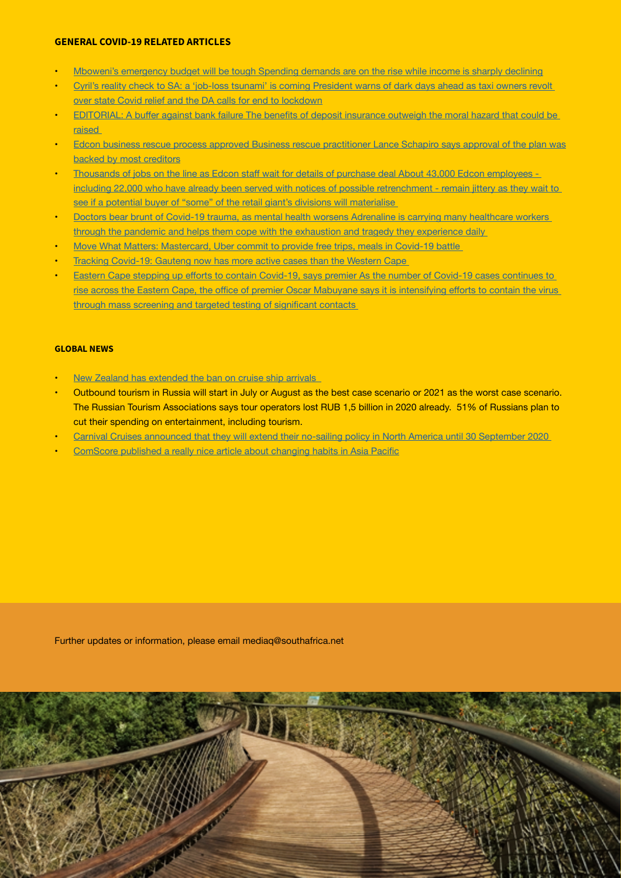### GENERAL COVID-19 RELATED ARTICLES

- Mboweni's emergency budget will be tough Spending demands are on the rise while income is sharply declining
- Cyril's reality check to SA: a 'job-loss tsunami' is coming President warns of dark days ahead as taxi owners revolt over state Covid relief and the DA calls for end to lockdown
- EDITORIAL: A buffer against bank failure The benefits of deposit insurance outweigh the moral hazard that could be raised
- Edcon business rescue process approved Business rescue practitioner Lance Schapiro says approval of the plan was backed by most creditors
- Thousands of jobs on the line as Edcon staff wait for details of purchase deal About 43,000 Edcon employees - including 22,000 who have already been served with notices of possible retrenchment - remain jittery as they wait to see if a potential buyer of "some" of the retail giant's divisions will materialise
- Doctors bear brunt of Covid-19 trauma, as mental health worsens Adrenaline is carrying many healthcare workers through the pandemic and helps them cope with the exhaustion and tragedy they experience daily
- Move What Matters: Mastercard, Uber commit to provide free trips, meals in Covid-19 battle
- Tracking Covid-19: Gauteng now has more active cases than the Western Cape
- Eastern Cape stepping up efforts to contain Covid-19, says premier As the number of Covid-19 cases continues to rise across the Eastern Cape, the office of premier Oscar Mabuyane says it is intensifying efforts to contain the virus through mass screening and targeted testing of significant contacts

### GLOBAL NEWS

- New Zealand has extended the ban on cruise ship arrivals
- Outbound tourism in Russia will start in July or August as the best case scenario or 2021 as the worst case scenario. The Russian Tourism Associations says tour operators lost RUB 1,5 billion in 2020 already. 51% of Russians plan to cut their spending on entertainment, including tourism.
- Carnival Cruises announced that they will extend their no-sailing policy in North America until 30 September 2020
- ComScore published a really nice article about changing habits in Asia Pacific

Further updates or information, please email mediaq@southafrica.net